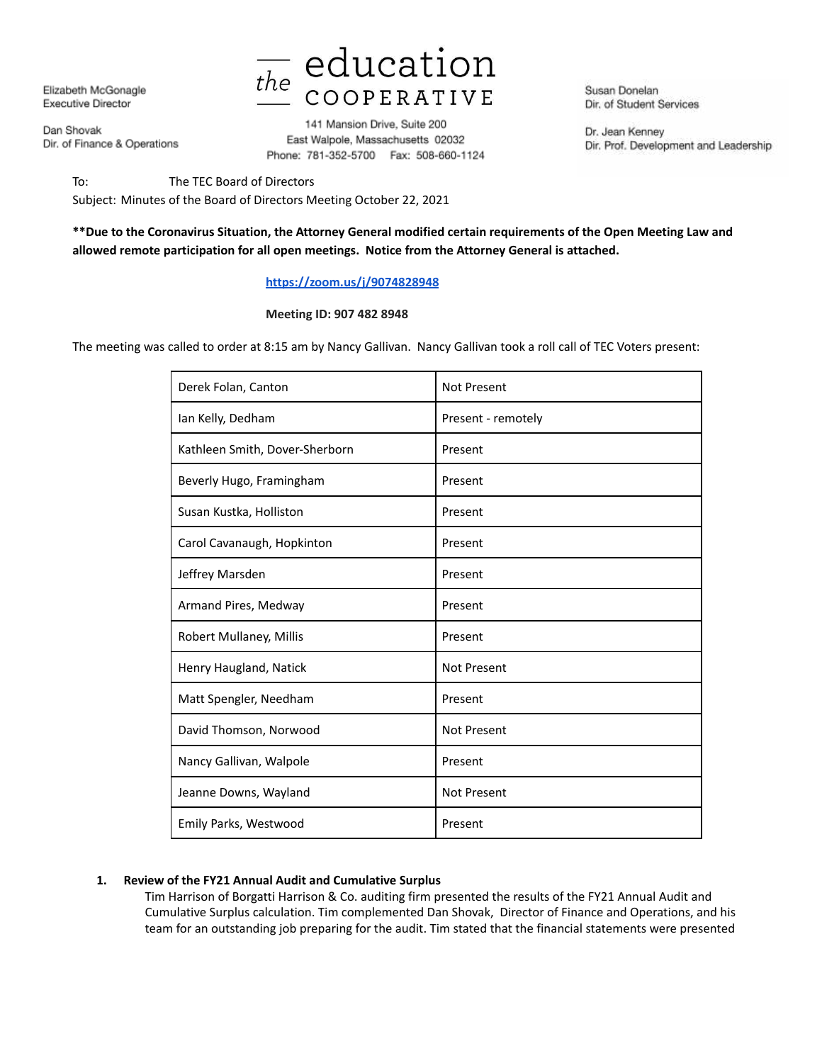Elizabeth McGonagle
Executive Director

Dan Shovak
Dir. of Finance & Operations

# the education COOPERATIVE

141 Mansion Drive, Suite 200
East Walpole, Massachusetts 02032
Phone: 781-352-5700 Fax: 508-660-1124

Susan Donelan
Dir. of Student Services

Dr. Jean Kenney
Dir. Prof. Development and Leadership

To: The TEC Board of Directors
Subject: Minutes of the Board of Directors Meeting October 22, 2021

**\*\*Due to the Coronavirus Situation, the Attorney General modified certain requirements of the Open Meeting Law and allowed remote participation for all open meetings. Notice from the Attorney General is attached.**

https://zoom.us/j/9074828948

**Meeting ID: 907 482 8948**

The meeting was called to order at 8:15 am by Nancy Gallivan. Nancy Gallivan took a roll call of TEC Voters present:

| | |
|---|---|
| Derek Folan, Canton | Not Present |
| Ian Kelly, Dedham | Present - remotely |
| Kathleen Smith, Dover-Sherborn | Present |
| Beverly Hugo, Framingham | Present |
| Susan Kustka, Holliston | Present |
| Carol Cavanaugh, Hopkinton | Present |
| Jeffrey Marsden | Present |
| Armand Pires, Medway | Present |
| Robert Mullaney, Millis | Present |
| Henry Haugland, Natick | Not Present |
| Matt Spengler, Needham | Present |
| David Thomson, Norwood | Not Present |
| Nancy Gallivan, Walpole | Present |
| Jeanne Downs, Wayland | Not Present |
| Emily Parks, Westwood | Present |

1. **Review of the FY21 Annual Audit and Cumulative Surplus**
   Tim Harrison of Borgatti Harrison & Co. auditing firm presented the results of the FY21 Annual Audit and Cumulative Surplus calculation. Tim complemented Dan Shovak, Director of Finance and Operations, and his team for an outstanding job preparing for the audit. Tim stated that the financial statements were presented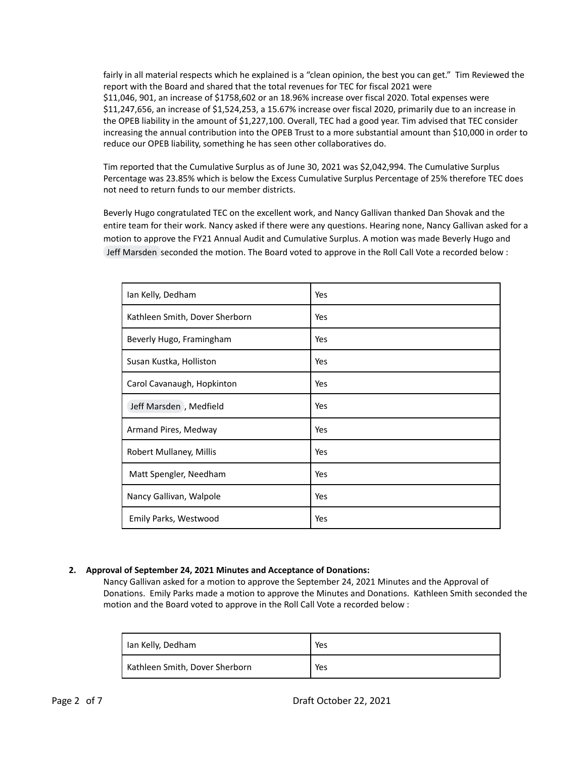fairly in all material respects which he explained is a "clean opinion, the best you can get." Tim Reviewed the report with the Board and shared that the total revenues for TEC for fiscal 2021 were $11,046, 901, an increase of $1758,602 or an 18.96% increase over fiscal 2020. Total expenses were $11,247,656, an increase of $1,524,253, a 15.67% increase over fiscal 2020, primarily due to an increase in the OPEB liability in the amount of $1,227,100. Overall, TEC had a good year. Tim advised that TEC consider increasing the annual contribution into the OPEB Trust to a more substantial amount than $10,000 in order to reduce our OPEB liability, something he has seen other collaboratives do.

Tim reported that the Cumulative Surplus as of June 30, 2021 was $2,042,994. The Cumulative Surplus Percentage was 23.85% which is below the Excess Cumulative Surplus Percentage of 25% therefore TEC does not need to return funds to our member districts.

Beverly Hugo congratulated TEC on the excellent work, and Nancy Gallivan thanked Dan Shovak and the entire team for their work. Nancy asked if there were any questions. Hearing none, Nancy Gallivan asked for a motion to approve the FY21 Annual Audit and Cumulative Surplus. A motion was made Beverly Hugo and Jeff Marsden seconded the motion. The Board voted to approve in the Roll Call Vote a recorded below :

| | |
|---|---|
| Ian Kelly, Dedham | Yes |
| Kathleen Smith, Dover Sherborn | Yes |
| Beverly Hugo, Framingham | Yes |
| Susan Kustka, Holliston | Yes |
| Carol Cavanaugh, Hopkinton | Yes |
| Jeff Marsden, Medfield | Yes |
| Armand Pires, Medway | Yes |
| Robert Mullaney, Millis | Yes |
| Matt Spengler, Needham | Yes |
| Nancy Gallivan, Walpole | Yes |
| Emily Parks, Westwood | Yes |

**2. Approval of September 24, 2021 Minutes and Acceptance of Donations:**

Nancy Gallivan asked for a motion to approve the September 24, 2021 Minutes and the Approval of Donations. Emily Parks made a motion to approve the Minutes and Donations. Kathleen Smith seconded the motion and the Board voted to approve in the Roll Call Vote a recorded below :

| | |
|---|---|
| Ian Kelly, Dedham | Yes |
| Kathleen Smith, Dover Sherborn | Yes |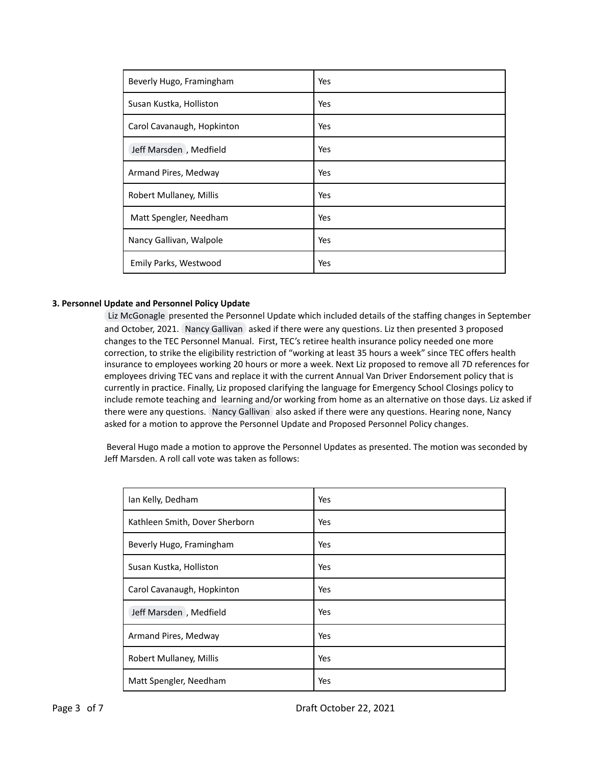| | |
|---|---|
| Beverly Hugo, Framingham | Yes |
| Susan Kustka, Holliston | Yes |
| Carol Cavanaugh, Hopkinton | Yes |
| Jeff Marsden, Medfield | Yes |
| Armand Pires, Medway | Yes |
| Robert Mullaney, Millis | Yes |
| Matt Spengler, Needham | Yes |
| Nancy Gallivan, Walpole | Yes |
| Emily Parks, Westwood | Yes |

**3. Personnel Update and Personnel Policy Update**

Liz McGonagle presented the Personnel Update which included details of the staffing changes in September and October, 2021. Nancy Gallivan asked if there were any questions. Liz then presented 3 proposed changes to the TEC Personnel Manual. First, TEC's retiree health insurance policy needed one more correction, to strike the eligibility restriction of "working at least 35 hours a week" since TEC offers health insurance to employees working 20 hours or more a week. Next Liz proposed to remove all 7D references for employees driving TEC vans and replace it with the current Annual Van Driver Endorsement policy that is currently in practice. Finally, Liz proposed clarifying the language for Emergency School Closings policy to include remote teaching and learning and/or working from home as an alternative on those days. Liz asked if there were any questions. Nancy Gallivan also asked if there were any questions. Hearing none, Nancy asked for a motion to approve the Personnel Update and Proposed Personnel Policy changes.

Beveral Hugo made a motion to approve the Personnel Updates as presented. The motion was seconded by Jeff Marsden. A roll call vote was taken as follows:

| | |
|---|---|
| Ian Kelly, Dedham | Yes |
| Kathleen Smith, Dover Sherborn | Yes |
| Beverly Hugo, Framingham | Yes |
| Susan Kustka, Holliston | Yes |
| Carol Cavanaugh, Hopkinton | Yes |
| Jeff Marsden, Medfield | Yes |
| Armand Pires, Medway | Yes |
| Robert Mullaney, Millis | Yes |
| Matt Spengler, Needham | Yes |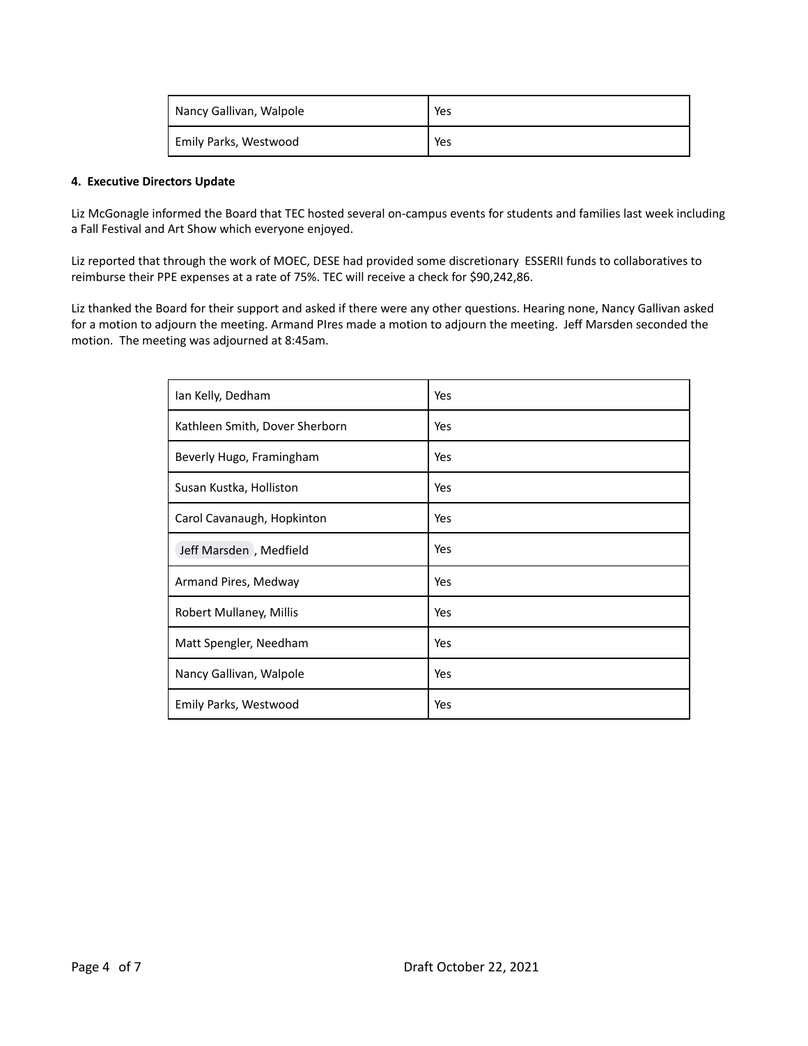| Nancy Gallivan, Walpole | Yes |
|---|---|
| Emily Parks, Westwood | Yes |

**4. Executive Directors Update**

Liz McGonagle informed the Board that TEC hosted several on-campus events for students and families last week including a Fall Festival and Art Show which everyone enjoyed.

Liz reported that through the work of MOEC, DESE had provided some discretionary ESSERII funds to collaboratives to reimburse their PPE expenses at a rate of 75%. TEC will receive a check for $90,242,86.

Liz thanked the Board for their support and asked if there were any other questions. Hearing none, Nancy Gallivan asked for a motion to adjourn the meeting. Armand PIres made a motion to adjourn the meeting. Jeff Marsden seconded the motion. The meeting was adjourned at 8:45am.

| Ian Kelly, Dedham | Yes |
|---|---|
| Kathleen Smith, Dover Sherborn | Yes |
| Beverly Hugo, Framingham | Yes |
| Susan Kustka, Holliston | Yes |
| Carol Cavanaugh, Hopkinton | Yes |
| Jeff Marsden, Medfield | Yes |
| Armand Pires, Medway | Yes |
| Robert Mullaney, Millis | Yes |
| Matt Spengler, Needham | Yes |
| Nancy Gallivan, Walpole | Yes |
| Emily Parks, Westwood | Yes |

Draft October 22, 2021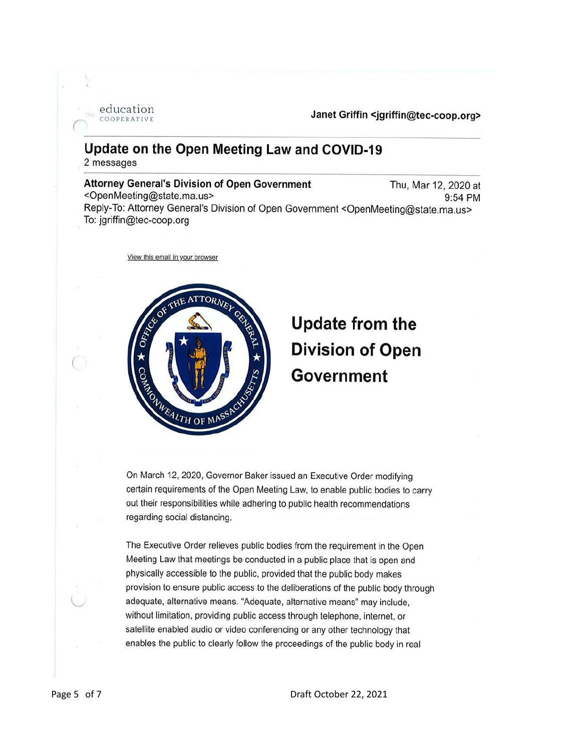the education COOPERATIVE

**Janet Griffin <jgriffin@tec-coop.org>**

---

## Update on the Open Meeting Law and COVID-19

2 messages

---

**Attorney General's Division of Open Government** <OpenMeeting@state.ma.us> — Thu, Mar 12, 2020 at 9:54 PM
Reply-To: Attorney General's Division of Open Government <OpenMeeting@state.ma.us>
To: jgriffin@tec-coop.org

View this email in your browser

# Update from the Division of Open Government

On March 12, 2020, Governor Baker issued an Executive Order modifying certain requirements of the Open Meeting Law, to enable public bodies to carry out their responsibilities while adhering to public health recommendations regarding social distancing.

The Executive Order relieves public bodies from the requirement in the Open Meeting Law that meetings be conducted in a public place that is open and physically accessible to the public, provided that the public body makes provision to ensure public access to the deliberations of the public body through adequate, alternative means. "Adequate, alternative means" may include, without limitation, providing public access through telephone, internet, or satellite enabled audio or video conferencing or any other technology that enables the public to clearly follow the proceedings of the public body in real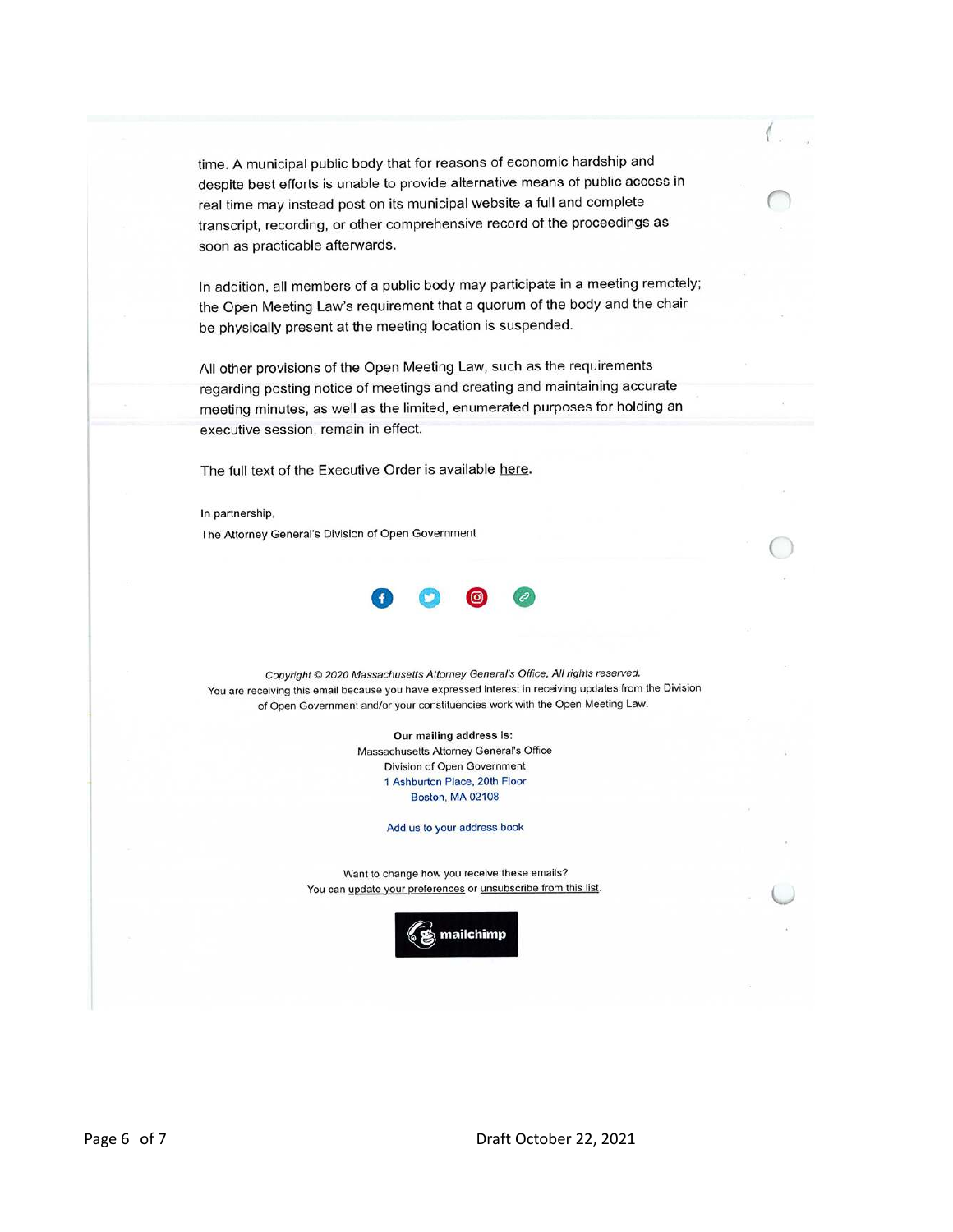time. A municipal public body that for reasons of economic hardship and despite best efforts is unable to provide alternative means of public access in real time may instead post on its municipal website a full and complete transcript, recording, or other comprehensive record of the proceedings as soon as practicable afterwards.

In addition, all members of a public body may participate in a meeting remotely; the Open Meeting Law's requirement that a quorum of the body and the chair be physically present at the meeting location is suspended.

All other provisions of the Open Meeting Law, such as the requirements regarding posting notice of meetings and creating and maintaining accurate meeting minutes, as well as the limited, enumerated purposes for holding an executive session, remain in effect.

The full text of the Executive Order is available here.

In partnership,

The Attorney General's Division of Open Government

*Copyright © 2020 Massachusetts Attorney General's Office, All rights reserved.*

You are receiving this email because you have expressed interest in receiving updates from the Division of Open Government and/or your constituencies work with the Open Meeting Law.

**Our mailing address is:**

Massachusetts Attorney General's Office
Division of Open Government
1 Ashburton Place, 20th Floor
Boston, MA 02108

Add us to your address book

Want to change how you receive these emails?
You can update your preferences or unsubscribe from this list.

mailchimp

Draft October 22, 2021